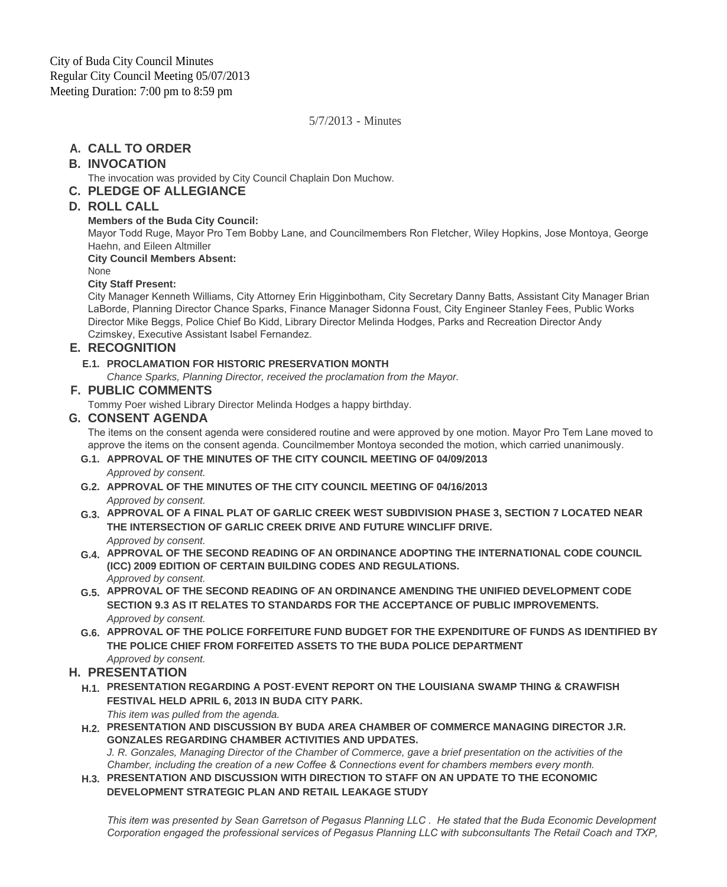City of Buda City Council Minutes
Regular City Council Meeting 05/07/2013
Meeting Duration: 7:00 pm to 8:59 pm

5/7/2013 - Minutes

## A. CALL TO ORDER

## B. INVOCATION

The invocation was provided by City Council Chaplain Don Muchow.

## C. PLEDGE OF ALLEGIANCE

## D. ROLL CALL

**Members of the Buda City Council:**

Mayor Todd Ruge, Mayor Pro Tem Bobby Lane, and Councilmembers Ron Fletcher, Wiley Hopkins, Jose Montoya, George Haehn, and Eileen Altmiller

**City Council Members Absent:**

None

**City Staff Present:**

City Manager Kenneth Williams, City Attorney Erin Higginbotham, City Secretary Danny Batts, Assistant City Manager Brian LaBorde, Planning Director Chance Sparks, Finance Manager Sidonna Foust, City Engineer Stanley Fees, Public Works Director Mike Beggs, Police Chief Bo Kidd, Library Director Melinda Hodges, Parks and Recreation Director Andy Czimskey, Executive Assistant Isabel Fernandez.

## E. RECOGNITION

### E.1. PROCLAMATION FOR HISTORIC PRESERVATION MONTH

*Chance Sparks, Planning Director, received the proclamation from the Mayor.*

## F. PUBLIC COMMENTS

Tommy Poer wished Library Director Melinda Hodges a happy birthday.

## G. CONSENT AGENDA

The items on the consent agenda were considered routine and were approved by one motion. Mayor Pro Tem Lane moved to approve the items on the consent agenda. Councilmember Montoya seconded the motion, which carried unanimously.

### G.1. APPROVAL OF THE MINUTES OF THE CITY COUNCIL MEETING OF 04/09/2013

*Approved by consent.*

### G.2. APPROVAL OF THE MINUTES OF THE CITY COUNCIL MEETING OF 04/16/2013

*Approved by consent.*

### G.3. APPROVAL OF A FINAL PLAT OF GARLIC CREEK WEST SUBDIVISION PHASE 3, SECTION 7 LOCATED NEAR THE INTERSECTION OF GARLIC CREEK DRIVE AND FUTURE WINCLIFF DRIVE.

*Approved by consent.*

### G.4. APPROVAL OF THE SECOND READING OF AN ORDINANCE ADOPTING THE INTERNATIONAL CODE COUNCIL (ICC) 2009 EDITION OF CERTAIN BUILDING CODES AND REGULATIONS.

*Approved by consent.*

### G.5. APPROVAL OF THE SECOND READING OF AN ORDINANCE AMENDING THE UNIFIED DEVELOPMENT CODE SECTION 9.3 AS IT RELATES TO STANDARDS FOR THE ACCEPTANCE OF PUBLIC IMPROVEMENTS.

*Approved by consent.*

### G.6. APPROVAL OF THE POLICE FORFEITURE FUND BUDGET FOR THE EXPENDITURE OF FUNDS AS IDENTIFIED BY THE POLICE CHIEF FROM FORFEITED ASSETS TO THE BUDA POLICE DEPARTMENT

*Approved by consent.*

## H. PRESENTATION

### H.1. PRESENTATION REGARDING A POST-EVENT REPORT ON THE LOUISIANA SWAMP THING & CRAWFISH FESTIVAL HELD APRIL 6, 2013 IN BUDA CITY PARK.

*This item was pulled from the agenda.*

### H.2. PRESENTATION AND DISCUSSION BY BUDA AREA CHAMBER OF COMMERCE MANAGING DIRECTOR J.R. GONZALES REGARDING CHAMBER ACTIVITIES AND UPDATES.

*J. R. Gonzales, Managing Director of the Chamber of Commerce, gave a brief presentation on the activities of the Chamber, including the creation of a new Coffee & Connections event for chambers members every month.*

### H.3. PRESENTATION AND DISCUSSION WITH DIRECTION TO STAFF ON AN UPDATE TO THE ECONOMIC DEVELOPMENT STRATEGIC PLAN AND RETAIL LEAKAGE STUDY

*This item was presented by Sean Garretson of Pegasus Planning LLC . He stated that the Buda Economic Development Corporation engaged the professional services of Pegasus Planning LLC with subconsultants The Retail Coach and TXP,*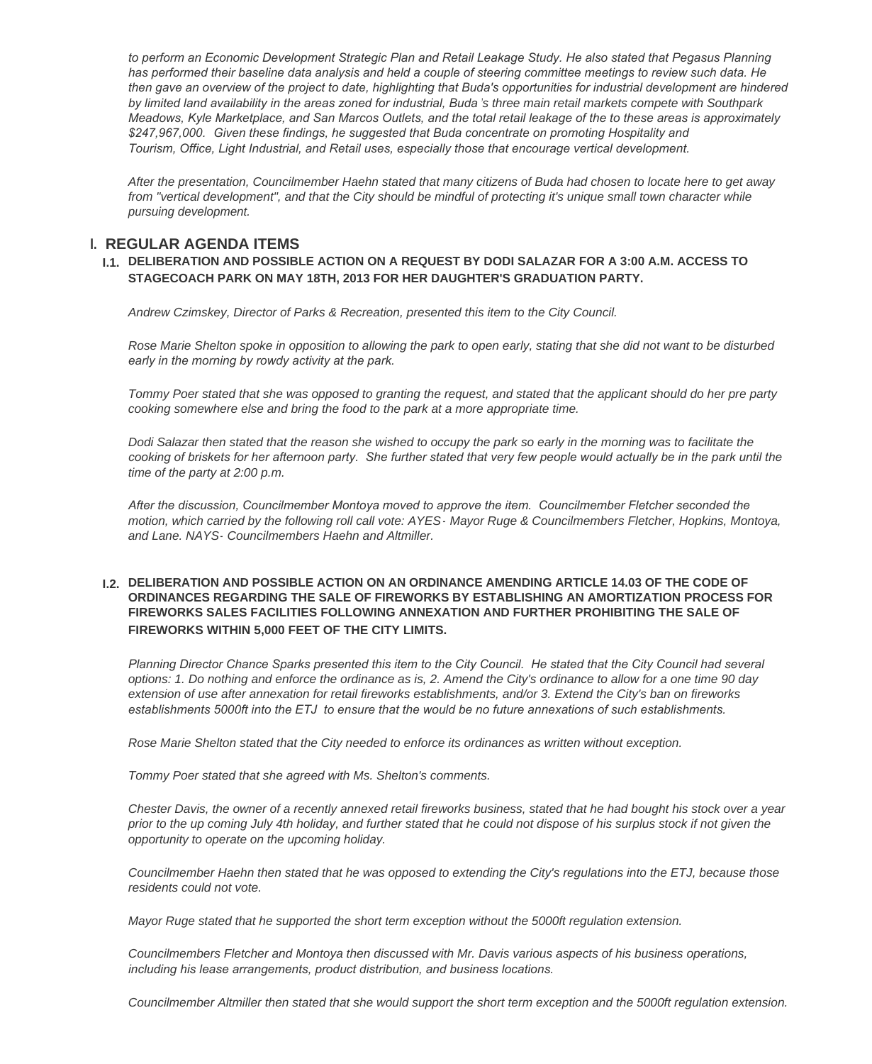*to perform an Economic Development Strategic Plan and Retail Leakage Study. He also stated that Pegasus Planning has performed their baseline data analysis and held a couple of steering committee meetings to review such data. He then gave an overview of the project to date, highlighting that Buda's opportunities for industrial development are hindered by limited land availability in the areas zoned for industrial, Buda's three main retail markets compete with Southpark Meadows, Kyle Marketplace, and San Marcos Outlets, and the total retail leakage of the to these areas is approximately $247,967,000. Given these findings, he suggested that Buda concentrate on promoting Hospitality and Tourism, Office, Light Industrial, and Retail uses, especially those that encourage vertical development.*

*After the presentation, Councilmember Haehn stated that many citizens of Buda had chosen to locate here to get away from "vertical development", and that the City should be mindful of protecting it's unique small town character while pursuing development.*

## I. REGULAR AGENDA ITEMS

### I.1. DELIBERATION AND POSSIBLE ACTION ON A REQUEST BY DODI SALAZAR FOR A 3:00 A.M. ACCESS TO STAGECOACH PARK ON MAY 18TH, 2013 FOR HER DAUGHTER'S GRADUATION PARTY.

*Andrew Czimskey, Director of Parks & Recreation, presented this item to the City Council.*

*Rose Marie Shelton spoke in opposition to allowing the park to open early, stating that she did not want to be disturbed early in the morning by rowdy activity at the park.*

*Tommy Poer stated that she was opposed to granting the request, and stated that the applicant should do her pre party cooking somewhere else and bring the food to the park at a more appropriate time.*

*Dodi Salazar then stated that the reason she wished to occupy the park so early in the morning was to facilitate the cooking of briskets for her afternoon party. She further stated that very few people would actually be in the park until the time of the party at 2:00 p.m.*

*After the discussion, Councilmember Montoya moved to approve the item. Councilmember Fletcher seconded the motion, which carried by the following roll call vote: AYES- Mayor Ruge & Councilmembers Fletcher, Hopkins, Montoya, and Lane. NAYS- Councilmembers Haehn and Altmiller.*

### I.2. DELIBERATION AND POSSIBLE ACTION ON AN ORDINANCE AMENDING ARTICLE 14.03 OF THE CODE OF ORDINANCES REGARDING THE SALE OF FIREWORKS BY ESTABLISHING AN AMORTIZATION PROCESS FOR FIREWORKS SALES FACILITIES FOLLOWING ANNEXATION AND FURTHER PROHIBITING THE SALE OF FIREWORKS WITHIN 5,000 FEET OF THE CITY LIMITS.

*Planning Director Chance Sparks presented this item to the City Council. He stated that the City Council had several options: 1. Do nothing and enforce the ordinance as is, 2. Amend the City's ordinance to allow for a one time 90 day extension of use after annexation for retail fireworks establishments, and/or 3. Extend the City's ban on fireworks establishments 5000ft into the ETJ to ensure that the would be no future annexations of such establishments.*

*Rose Marie Shelton stated that the City needed to enforce its ordinances as written without exception.*

*Tommy Poer stated that she agreed with Ms. Shelton's comments.*

*Chester Davis, the owner of a recently annexed retail fireworks business, stated that he had bought his stock over a year prior to the up coming July 4th holiday, and further stated that he could not dispose of his surplus stock if not given the opportunity to operate on the upcoming holiday.*

*Councilmember Haehn then stated that he was opposed to extending the City's regulations into the ETJ, because those residents could not vote.*

*Mayor Ruge stated that he supported the short term exception without the 5000ft regulation extension.*

*Councilmembers Fletcher and Montoya then discussed with Mr. Davis various aspects of his business operations, including his lease arrangements, product distribution, and business locations.*

*Councilmember Altmiller then stated that she would support the short term exception and the 5000ft regulation extension.*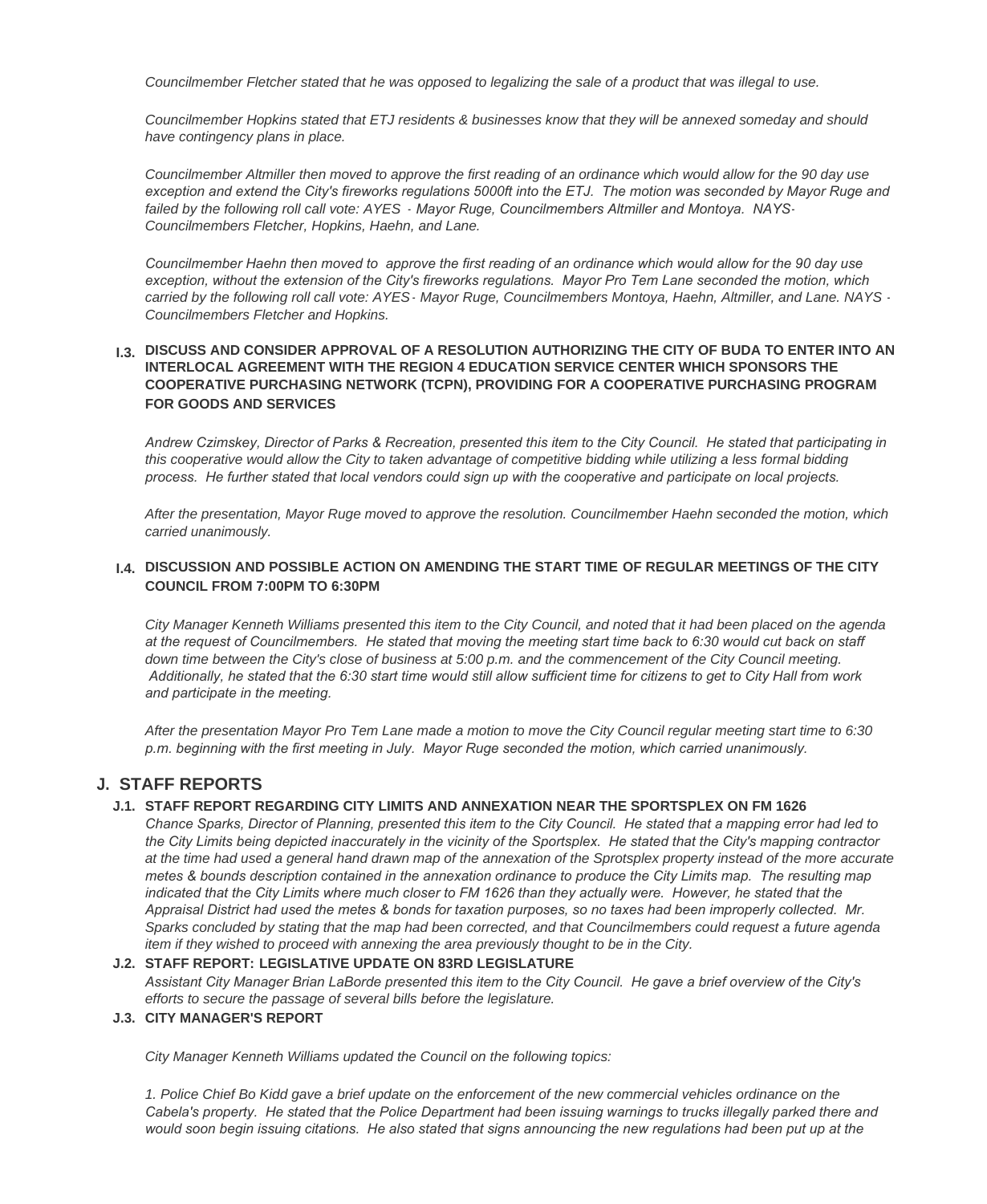*Councilmember Fletcher stated that he was opposed to legalizing the sale of a product that was illegal to use.*

*Councilmember Hopkins stated that ETJ residents & businesses know that they will be annexed someday and should have contingency plans in place.*

*Councilmember Altmiller then moved to approve the first reading of an ordinance which would allow for the 90 day use exception and extend the City's fireworks regulations 5000ft into the ETJ. The motion was seconded by Mayor Ruge and failed by the following roll call vote: AYES - Mayor Ruge, Councilmembers Altmiller and Montoya. NAYS- Councilmembers Fletcher, Hopkins, Haehn, and Lane.*

*Councilmember Haehn then moved to approve the first reading of an ordinance which would allow for the 90 day use exception, without the extension of the City's fireworks regulations. Mayor Pro Tem Lane seconded the motion, which carried by the following roll call vote: AYES- Mayor Ruge, Councilmembers Montoya, Haehn, Altmiller, and Lane. NAYS - Councilmembers Fletcher and Hopkins.*

**I.3. DISCUSS AND CONSIDER APPROVAL OF A RESOLUTION AUTHORIZING THE CITY OF BUDA TO ENTER INTO AN INTERLOCAL AGREEMENT WITH THE REGION 4 EDUCATION SERVICE CENTER WHICH SPONSORS THE COOPERATIVE PURCHASING NETWORK (TCPN), PROVIDING FOR A COOPERATIVE PURCHASING PROGRAM FOR GOODS AND SERVICES**

*Andrew Czimskey, Director of Parks & Recreation, presented this item to the City Council. He stated that participating in this cooperative would allow the City to taken advantage of competitive bidding while utilizing a less formal bidding process. He further stated that local vendors could sign up with the cooperative and participate on local projects.*

*After the presentation, Mayor Ruge moved to approve the resolution. Councilmember Haehn seconded the motion, which carried unanimously.*

**I.4. DISCUSSION AND POSSIBLE ACTION ON AMENDING THE START TIME OF REGULAR MEETINGS OF THE CITY COUNCIL FROM 7:00PM TO 6:30PM**

*City Manager Kenneth Williams presented this item to the City Council, and noted that it had been placed on the agenda at the request of Councilmembers. He stated that moving the meeting start time back to 6:30 would cut back on staff down time between the City's close of business at 5:00 p.m. and the commencement of the City Council meeting. Additionally, he stated that the 6:30 start time would still allow sufficient time for citizens to get to City Hall from work and participate in the meeting.*

*After the presentation Mayor Pro Tem Lane made a motion to move the City Council regular meeting start time to 6:30 p.m. beginning with the first meeting in July. Mayor Ruge seconded the motion, which carried unanimously.*

## J. STAFF REPORTS

**J.1. STAFF REPORT REGARDING CITY LIMITS AND ANNEXATION NEAR THE SPORTSPLEX ON FM 1626**

*Chance Sparks, Director of Planning, presented this item to the City Council. He stated that a mapping error had led to the City Limits being depicted inaccurately in the vicinity of the Sportsplex. He stated that the City's mapping contractor at the time had used a general hand drawn map of the annexation of the Sprotsplex property instead of the more accurate metes & bounds description contained in the annexation ordinance to produce the City Limits map. The resulting map indicated that the City Limits where much closer to FM 1626 than they actually were. However, he stated that the Appraisal District had used the metes & bonds for taxation purposes, so no taxes had been improperly collected. Mr. Sparks concluded by stating that the map had been corrected, and that Councilmembers could request a future agenda item if they wished to proceed with annexing the area previously thought to be in the City.*

**J.2. STAFF REPORT: LEGISLATIVE UPDATE ON 83RD LEGISLATURE**

*Assistant City Manager Brian LaBorde presented this item to the City Council. He gave a brief overview of the City's efforts to secure the passage of several bills before the legislature.*

**J.3. CITY MANAGER'S REPORT**

*City Manager Kenneth Williams updated the Council on the following topics:*

*1. Police Chief Bo Kidd gave a brief update on the enforcement of the new commercial vehicles ordinance on the Cabela's property. He stated that the Police Department had been issuing warnings to trucks illegally parked there and would soon begin issuing citations. He also stated that signs announcing the new regulations had been put up at the*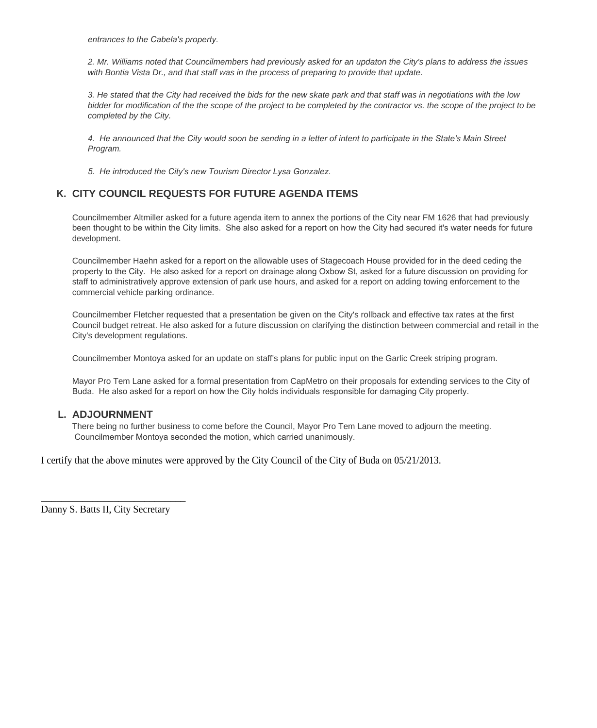*entrances to the Cabela's property.*

*2. Mr. Williams noted that Councilmembers had previously asked for an updaton the City's plans to address the issues with Bontia Vista Dr., and that staff was in the process of preparing to provide that update.*

*3. He stated that the City had received the bids for the new skate park and that staff was in negotiations with the low bidder for modification of the the scope of the project to be completed by the contractor vs. the scope of the project to be completed by the City.*

*4. He announced that the City would soon be sending in a letter of intent to participate in the State's Main Street Program.*

*5. He introduced the City's new Tourism Director Lysa Gonzalez.*

## K. CITY COUNCIL REQUESTS FOR FUTURE AGENDA ITEMS

Councilmember Altmiller asked for a future agenda item to annex the portions of the City near FM 1626 that had previously been thought to be within the City limits. She also asked for a report on how the City had secured it's water needs for future development.

Councilmember Haehn asked for a report on the allowable uses of Stagecoach House provided for in the deed ceding the property to the City. He also asked for a report on drainage along Oxbow St, asked for a future discussion on providing for staff to administratively approve extension of park use hours, and asked for a report on adding towing enforcement to the commercial vehicle parking ordinance.

Councilmember Fletcher requested that a presentation be given on the City's rollback and effective tax rates at the first Council budget retreat. He also asked for a future discussion on clarifying the distinction between commercial and retail in the City's development regulations.

Councilmember Montoya asked for an update on staff's plans for public input on the Garlic Creek striping program.

Mayor Pro Tem Lane asked for a formal presentation from CapMetro on their proposals for extending services to the City of Buda. He also asked for a report on how the City holds individuals responsible for damaging City property.

## L. ADJOURNMENT

There being no further business to come before the Council, Mayor Pro Tem Lane moved to adjourn the meeting. Councilmember Montoya seconded the motion, which carried unanimously.

I certify that the above minutes were approved by the City Council of the City of Buda on 05/21/2013.

\_\_\_\_\_\_\_\_\_\_\_\_\_\_\_\_\_\_\_\_\_\_\_\_\_\_\_\_

Danny S. Batts II, City Secretary